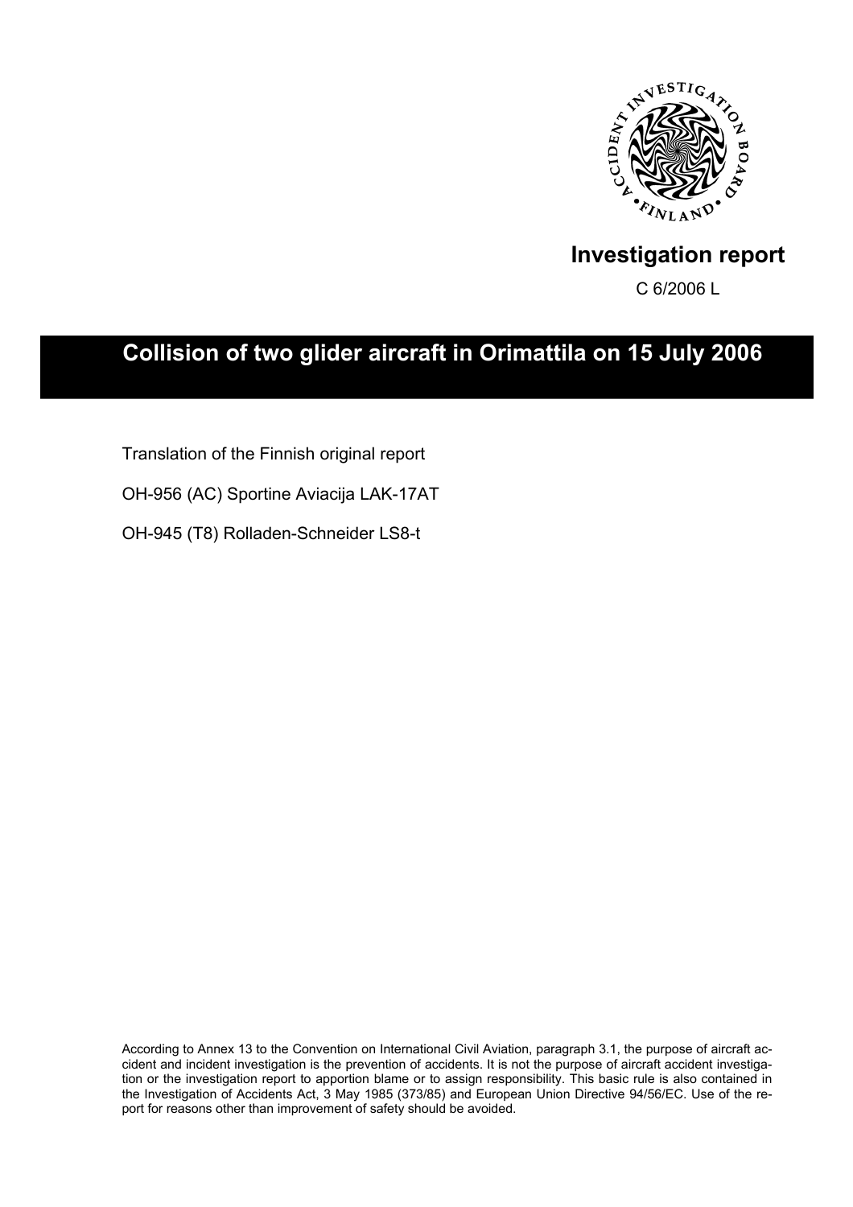# Investigation report

C 6/2006 L

# Collision of two glider aircraft in Orimattila on 15 July 2006

Translation of the Finnish original report

OH-956 (AC) Sportine Aviacija LAK-17AT

OH-945 (T8) Rolladen-Schneider LS8-t

According to Annex 13 to the Convention on International Civil Aviation, paragraph 3.1, the purpose of aircraft accident and incident investigation is the prevention of accidents. It is not the purpose of aircraft accident investigation or the investigation report to apportion blame or to assign responsibility. This basic rule is also contained in the Investigation of Accidents Act, 3 May 1985 (373/85) and European Union Directive 94/56/EC. Use of the report for reasons other than improvement of safety should be avoided.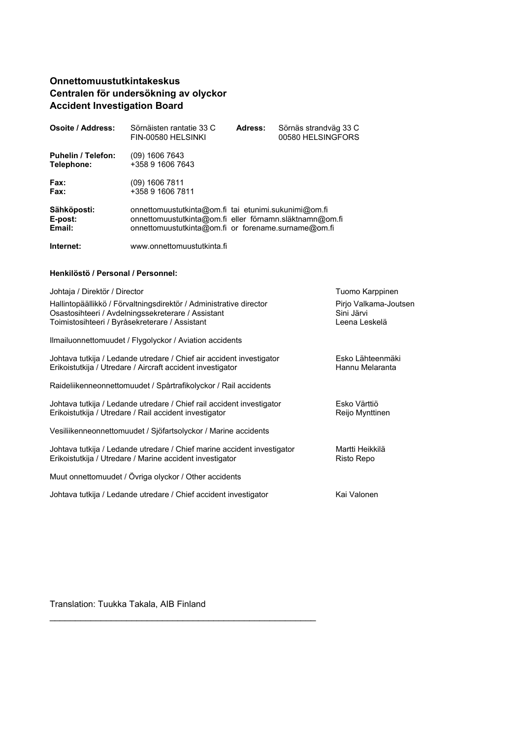**Onnettomuustutkintakeskus**
**Centralen för undersökning av olyckor**
**Accident Investigation Board**

| | | | |
|---|---|---|---|
| **Osoite / Address:** | Sörnäisten rantatie 33 C<br>FIN-00580 HELSINKI | **Adress:** | Sörnäs strandväg 33 C<br>00580 HELSINGFORS |
| **Puhelin / Telefon:**<br>**Telephone:** | (09) 1606 7643<br>+358 9 1606 7643 | | |
| **Fax:**<br>**Fax:** | (09) 1606 7811<br>+358 9 1606 7811 | | |
| **Sähköposti:**<br>**E-post:**<br>**Email:** | onnettomuustutkinta@om.fi tai etunimi.sukunimi@om.fi<br>onnettomuustutkinta@om.fi eller förnamn.släktnamn@om.fi<br>onnettomuustutkinta@om.fi or forename.surname@om.fi | | |
| **Internet:** | www.onnettomuustutkinta.fi | | |

**Henkilöstö / Personal / Personnel:**

| | |
|---|---|
| Johtaja / Direktör / Director | Tuomo Karppinen |
| Hallintopäällikkö / Förvaltningsdirektör / Administrative director | Pirjo Valkama-Joutsen |
| Osastosihteeri / Avdelningssekreterare / Assistant | Sini Järvi |
| Toimistosihteeri / Byråsekreterare / Assistant | Leena Leskelä |
| Ilmailuonnettomuudet / Flygolyckor / Aviation accidents | |
| Johtava tutkija / Ledande utredare / Chief air accident investigator | Esko Lähteenmäki |
| Erikoistutkija / Utredare / Aircraft accident investigator | Hannu Melaranta |
| Raideliikenneonnettomuudet / Spårtrafikolyckor / Rail accidents | |
| Johtava tutkija / Ledande utredare / Chief rail accident investigator | Esko Värttiö |
| Erikoistutkija / Utredare / Rail accident investigator | Reijo Mynttinen |
| Vesiliikenneonnettomuudet / Sjöfartsolyckor / Marine accidents | |
| Johtava tutkija / Ledande utredare / Chief marine accident investigator | Martti Heikkilä |
| Erikoistutkija / Utredare / Marine accident investigator | Risto Repo |
| Muut onnettomuudet / Övriga olyckor / Other accidents | |
| Johtava tutkija / Ledande utredare / Chief accident investigator | Kai Valonen |

Translation: Tuukka Takala, AIB Finland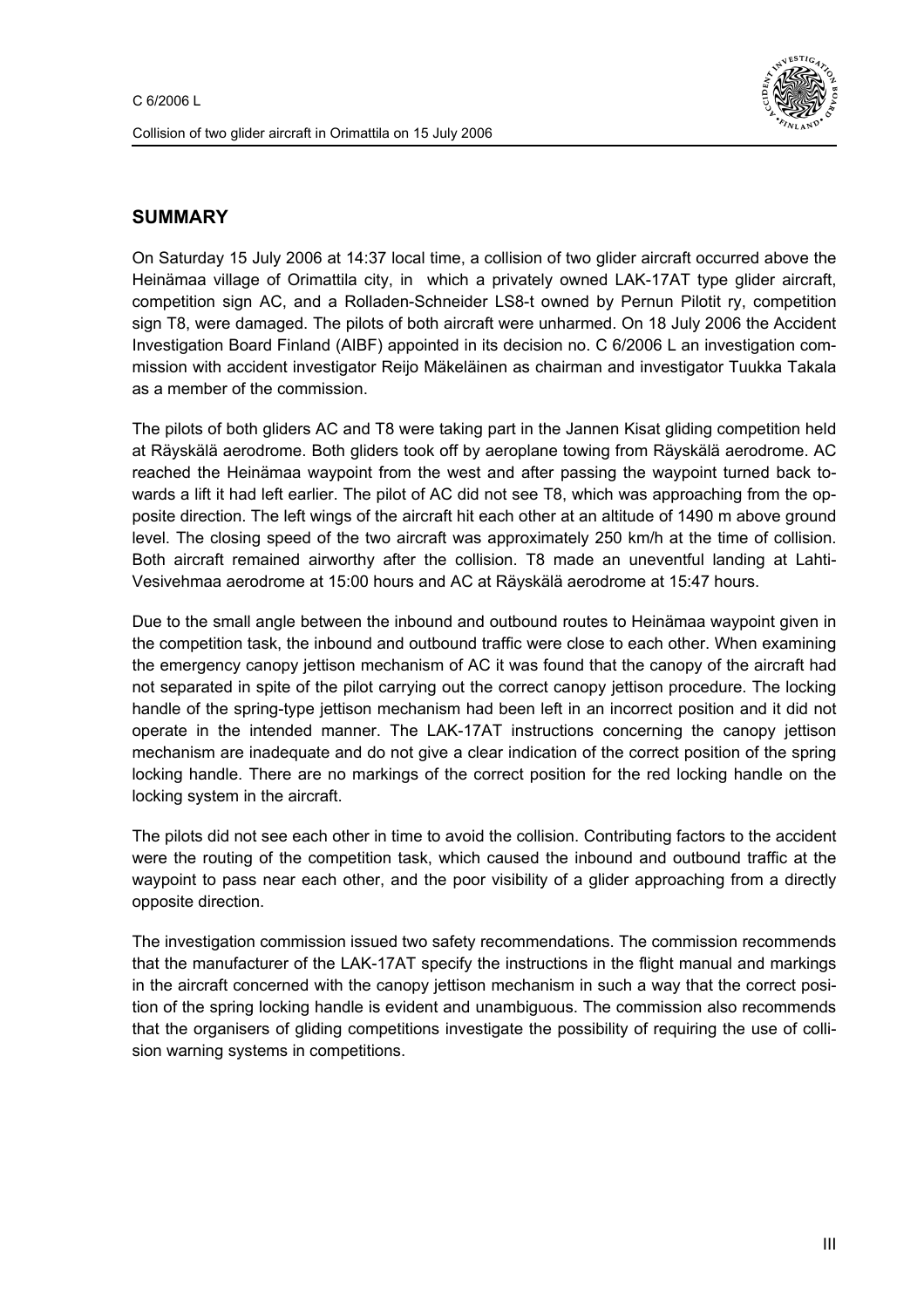## SUMMARY

On Saturday 15 July 2006 at 14:37 local time, a collision of two glider aircraft occurred above the Heinämaa village of Orimattila city, in which a privately owned LAK-17AT type glider aircraft, competition sign AC, and a Rolladen-Schneider LS8-t owned by Pernun Pilotit ry, competition sign T8, were damaged. The pilots of both aircraft were unharmed. On 18 July 2006 the Accident Investigation Board Finland (AIBF) appointed in its decision no. C 6/2006 L an investigation commission with accident investigator Reijo Mäkeläinen as chairman and investigator Tuukka Takala as a member of the commission.

The pilots of both gliders AC and T8 were taking part in the Jannen Kisat gliding competition held at Räyskälä aerodrome. Both gliders took off by aeroplane towing from Räyskälä aerodrome. AC reached the Heinämaa waypoint from the west and after passing the waypoint turned back towards a lift it had left earlier. The pilot of AC did not see T8, which was approaching from the opposite direction. The left wings of the aircraft hit each other at an altitude of 1490 m above ground level. The closing speed of the two aircraft was approximately 250 km/h at the time of collision. Both aircraft remained airworthy after the collision. T8 made an uneventful landing at Lahti-Vesivehmaa aerodrome at 15:00 hours and AC at Räyskälä aerodrome at 15:47 hours.

Due to the small angle between the inbound and outbound routes to Heinämaa waypoint given in the competition task, the inbound and outbound traffic were close to each other. When examining the emergency canopy jettison mechanism of AC it was found that the canopy of the aircraft had not separated in spite of the pilot carrying out the correct canopy jettison procedure. The locking handle of the spring-type jettison mechanism had been left in an incorrect position and it did not operate in the intended manner. The LAK-17AT instructions concerning the canopy jettison mechanism are inadequate and do not give a clear indication of the correct position of the spring locking handle. There are no markings of the correct position for the red locking handle on the locking system in the aircraft.

The pilots did not see each other in time to avoid the collision. Contributing factors to the accident were the routing of the competition task, which caused the inbound and outbound traffic at the waypoint to pass near each other, and the poor visibility of a glider approaching from a directly opposite direction.

The investigation commission issued two safety recommendations. The commission recommends that the manufacturer of the LAK-17AT specify the instructions in the flight manual and markings in the aircraft concerned with the canopy jettison mechanism in such a way that the correct position of the spring locking handle is evident and unambiguous. The commission also recommends that the organisers of gliding competitions investigate the possibility of requiring the use of collision warning systems in competitions.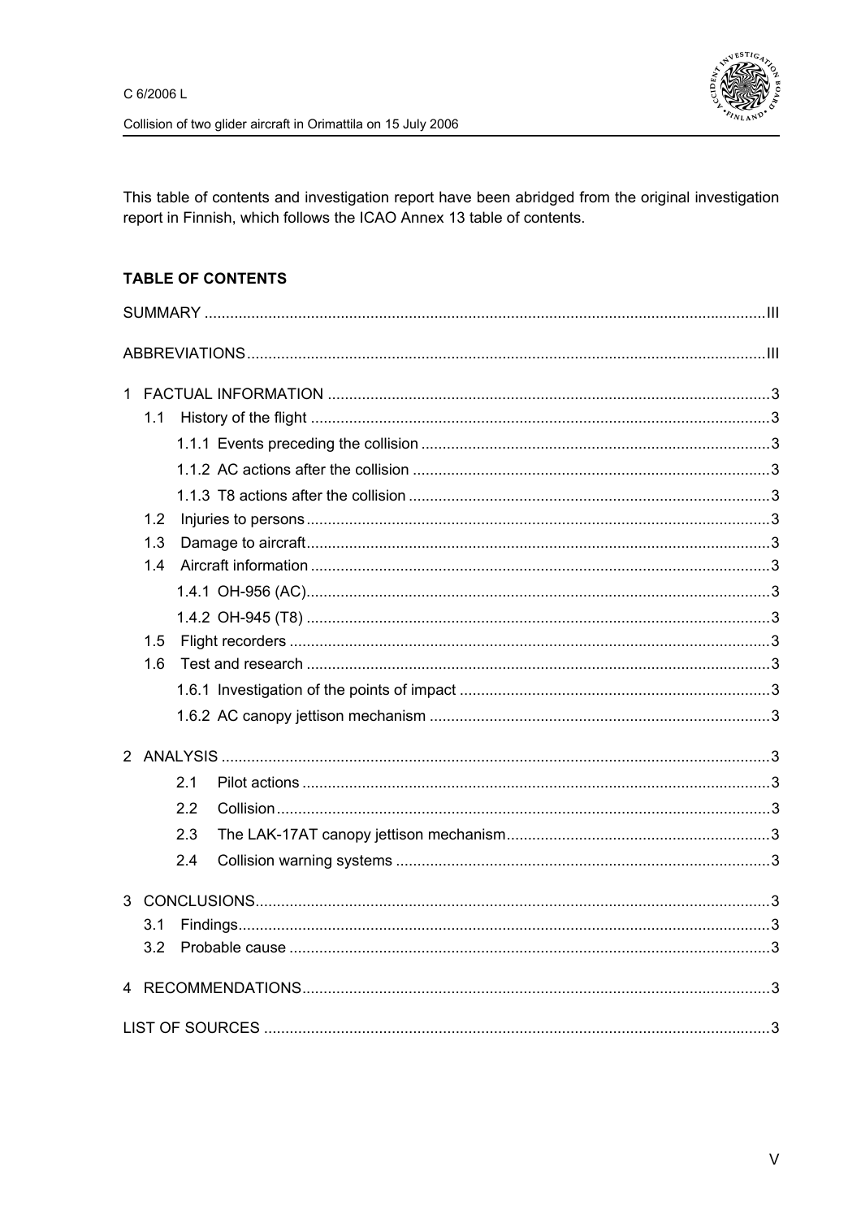This table of contents and investigation report have been abridged from the original investigation report in Finnish, which follows the ICAO Annex 13 table of contents.

**TABLE OF CONTENTS**

SUMMARY ..... III

ABBREVIATIONS ..... III

1 FACTUAL INFORMATION ..... 3
- 1.1 History of the flight ..... 3
  - 1.1.1 Events preceding the collision ..... 3
  - 1.1.2 AC actions after the collision ..... 3
  - 1.1.3 T8 actions after the collision ..... 3
- 1.2 Injuries to persons ..... 3
- 1.3 Damage to aircraft ..... 3
- 1.4 Aircraft information ..... 3
  - 1.4.1 OH-956 (AC) ..... 3
  - 1.4.2 OH-945 (T8) ..... 3
- 1.5 Flight recorders ..... 3
- 1.6 Test and research ..... 3
  - 1.6.1 Investigation of the points of impact ..... 3
  - 1.6.2 AC canopy jettison mechanism ..... 3

2 ANALYSIS ..... 3
- 2.1 Pilot actions ..... 3
- 2.2 Collision ..... 3
- 2.3 The LAK-17AT canopy jettison mechanism ..... 3
- 2.4 Collision warning systems ..... 3

3 CONCLUSIONS ..... 3
- 3.1 Findings ..... 3
- 3.2 Probable cause ..... 3

4 RECOMMENDATIONS ..... 3

LIST OF SOURCES ..... 3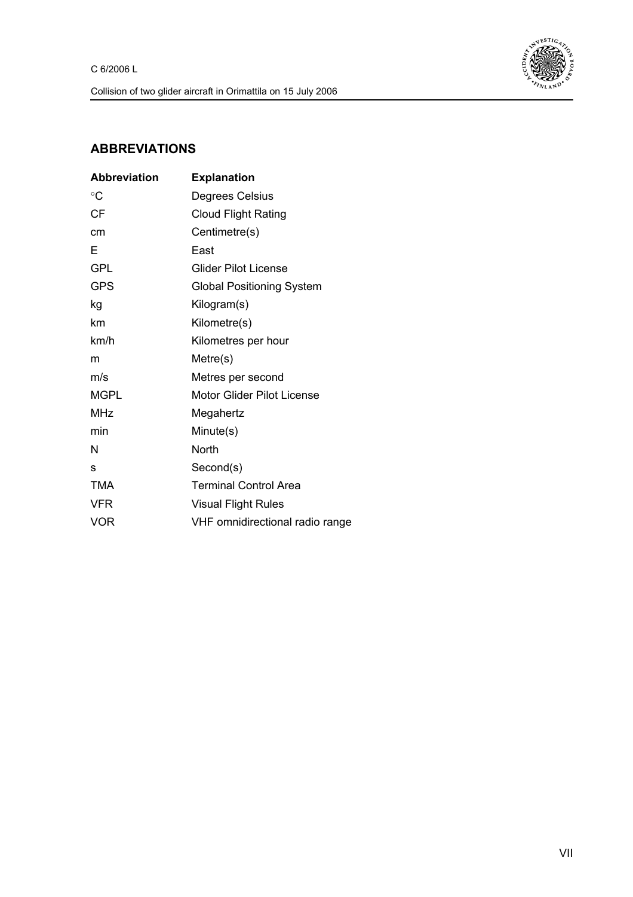## ABBREVIATIONS

| Abbreviation | Explanation |
|---|---|
| °C | Degrees Celsius |
| CF | Cloud Flight Rating |
| cm | Centimetre(s) |
| E | East |
| GPL | Glider Pilot License |
| GPS | Global Positioning System |
| kg | Kilogram(s) |
| km | Kilometre(s) |
| km/h | Kilometres per hour |
| m | Metre(s) |
| m/s | Metres per second |
| MGPL | Motor Glider Pilot License |
| MHz | Megahertz |
| min | Minute(s) |
| N | North |
| s | Second(s) |
| TMA | Terminal Control Area |
| VFR | Visual Flight Rules |
| VOR | VHF omnidirectional radio range |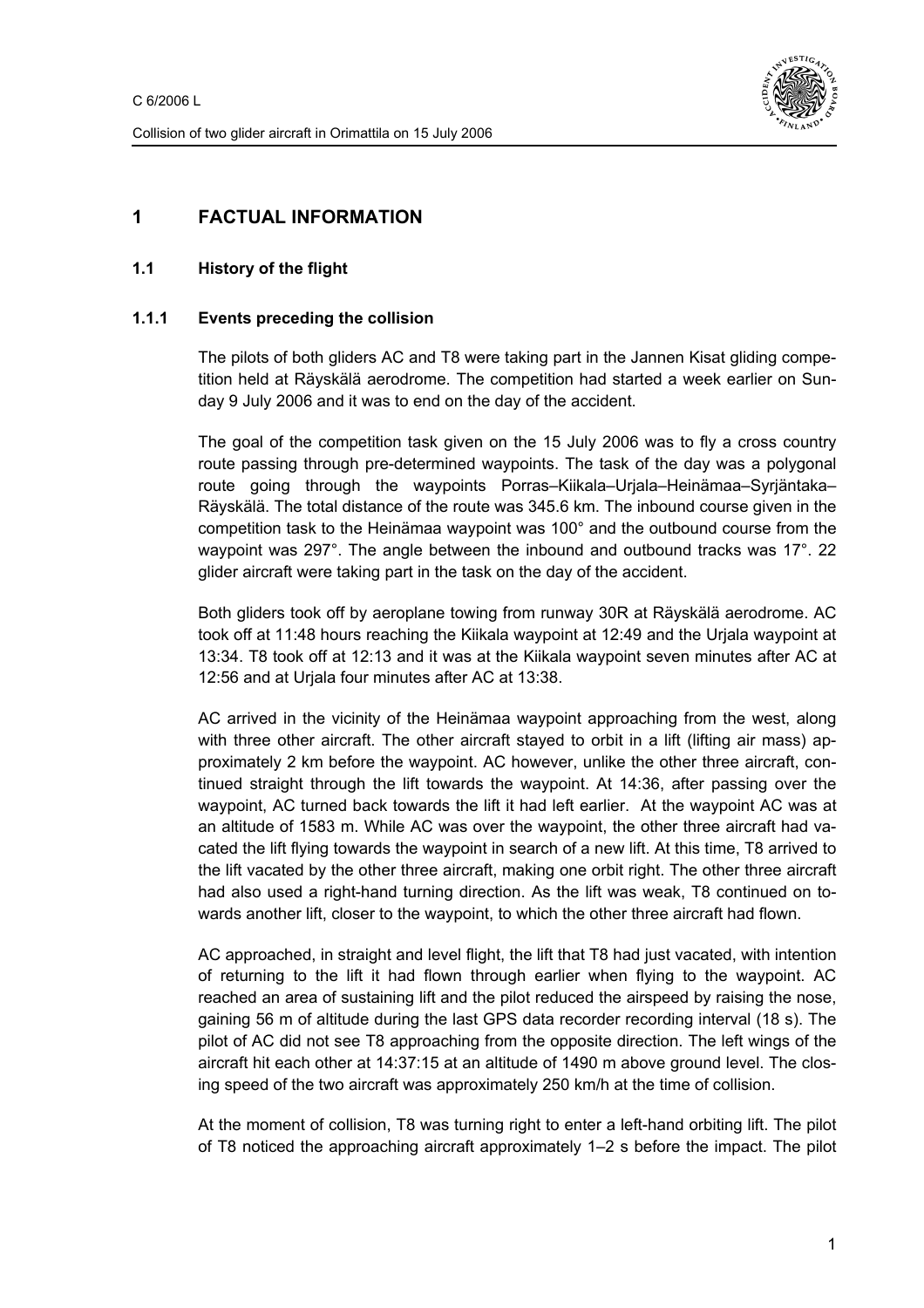# 1 FACTUAL INFORMATION

## 1.1 History of the flight

### 1.1.1 Events preceding the collision

The pilots of both gliders AC and T8 were taking part in the Jannen Kisat gliding competition held at Räyskälä aerodrome. The competition had started a week earlier on Sunday 9 July 2006 and it was to end on the day of the accident.

The goal of the competition task given on the 15 July 2006 was to fly a cross country route passing through pre-determined waypoints. The task of the day was a polygonal route going through the waypoints Porras–Kiikala–Urjala–Heinämaa–Syrjäntaka–Räyskälä. The total distance of the route was 345.6 km. The inbound course given in the competition task to the Heinämaa waypoint was 100° and the outbound course from the waypoint was 297°. The angle between the inbound and outbound tracks was 17°. 22 glider aircraft were taking part in the task on the day of the accident.

Both gliders took off by aeroplane towing from runway 30R at Räyskälä aerodrome. AC took off at 11:48 hours reaching the Kiikala waypoint at 12:49 and the Urjala waypoint at 13:34. T8 took off at 12:13 and it was at the Kiikala waypoint seven minutes after AC at 12:56 and at Urjala four minutes after AC at 13:38.

AC arrived in the vicinity of the Heinämaa waypoint approaching from the west, along with three other aircraft. The other aircraft stayed to orbit in a lift (lifting air mass) approximately 2 km before the waypoint. AC however, unlike the other three aircraft, continued straight through the lift towards the waypoint. At 14:36, after passing over the waypoint, AC turned back towards the lift it had left earlier. At the waypoint AC was at an altitude of 1583 m. While AC was over the waypoint, the other three aircraft had vacated the lift flying towards the waypoint in search of a new lift. At this time, T8 arrived to the lift vacated by the other three aircraft, making one orbit right. The other three aircraft had also used a right-hand turning direction. As the lift was weak, T8 continued on towards another lift, closer to the waypoint, to which the other three aircraft had flown.

AC approached, in straight and level flight, the lift that T8 had just vacated, with intention of returning to the lift it had flown through earlier when flying to the waypoint. AC reached an area of sustaining lift and the pilot reduced the airspeed by raising the nose, gaining 56 m of altitude during the last GPS data recorder recording interval (18 s). The pilot of AC did not see T8 approaching from the opposite direction. The left wings of the aircraft hit each other at 14:37:15 at an altitude of 1490 m above ground level. The closing speed of the two aircraft was approximately 250 km/h at the time of collision.

At the moment of collision, T8 was turning right to enter a left-hand orbiting lift. The pilot of T8 noticed the approaching aircraft approximately 1–2 s before the impact. The pilot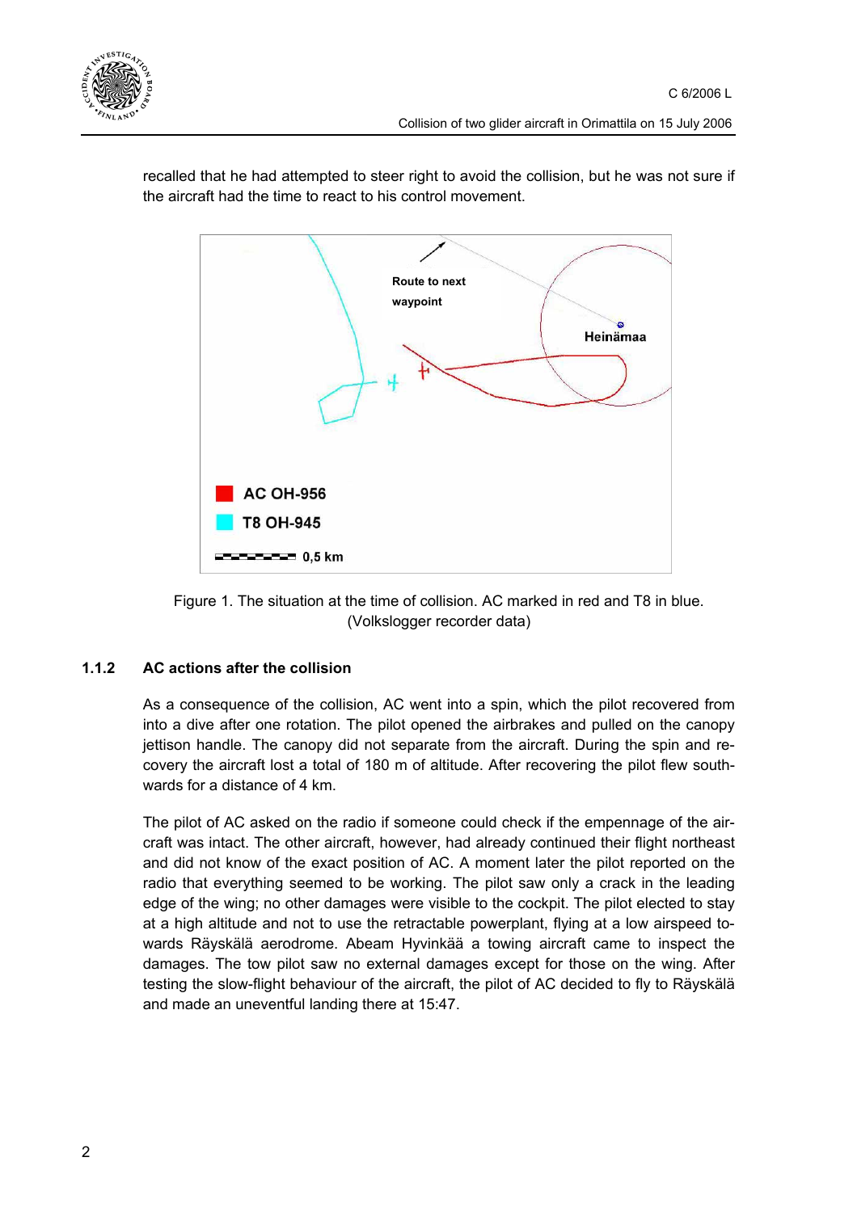recalled that he had attempted to steer right to avoid the collision, but he was not sure if the aircraft had the time to react to his control movement.

Figure 1. The situation at the time of collision. AC marked in red and T8 in blue. (Volkslogger recorder data)

### 1.1.2 AC actions after the collision

As a consequence of the collision, AC went into a spin, which the pilot recovered from into a dive after one rotation. The pilot opened the airbrakes and pulled on the canopy jettison handle. The canopy did not separate from the aircraft. During the spin and recovery the aircraft lost a total of 180 m of altitude. After recovering the pilot flew southwards for a distance of 4 km.

The pilot of AC asked on the radio if someone could check if the empennage of the aircraft was intact. The other aircraft, however, had already continued their flight northeast and did not know of the exact position of AC. A moment later the pilot reported on the radio that everything seemed to be working. The pilot saw only a crack in the leading edge of the wing; no other damages were visible to the cockpit. The pilot elected to stay at a high altitude and not to use the retractable powerplant, flying at a low airspeed towards Räyskälä aerodrome. Abeam Hyvinkää a towing aircraft came to inspect the damages. The tow pilot saw no external damages except for those on the wing. After testing the slow-flight behaviour of the aircraft, the pilot of AC decided to fly to Räyskälä and made an uneventful landing there at 15:47.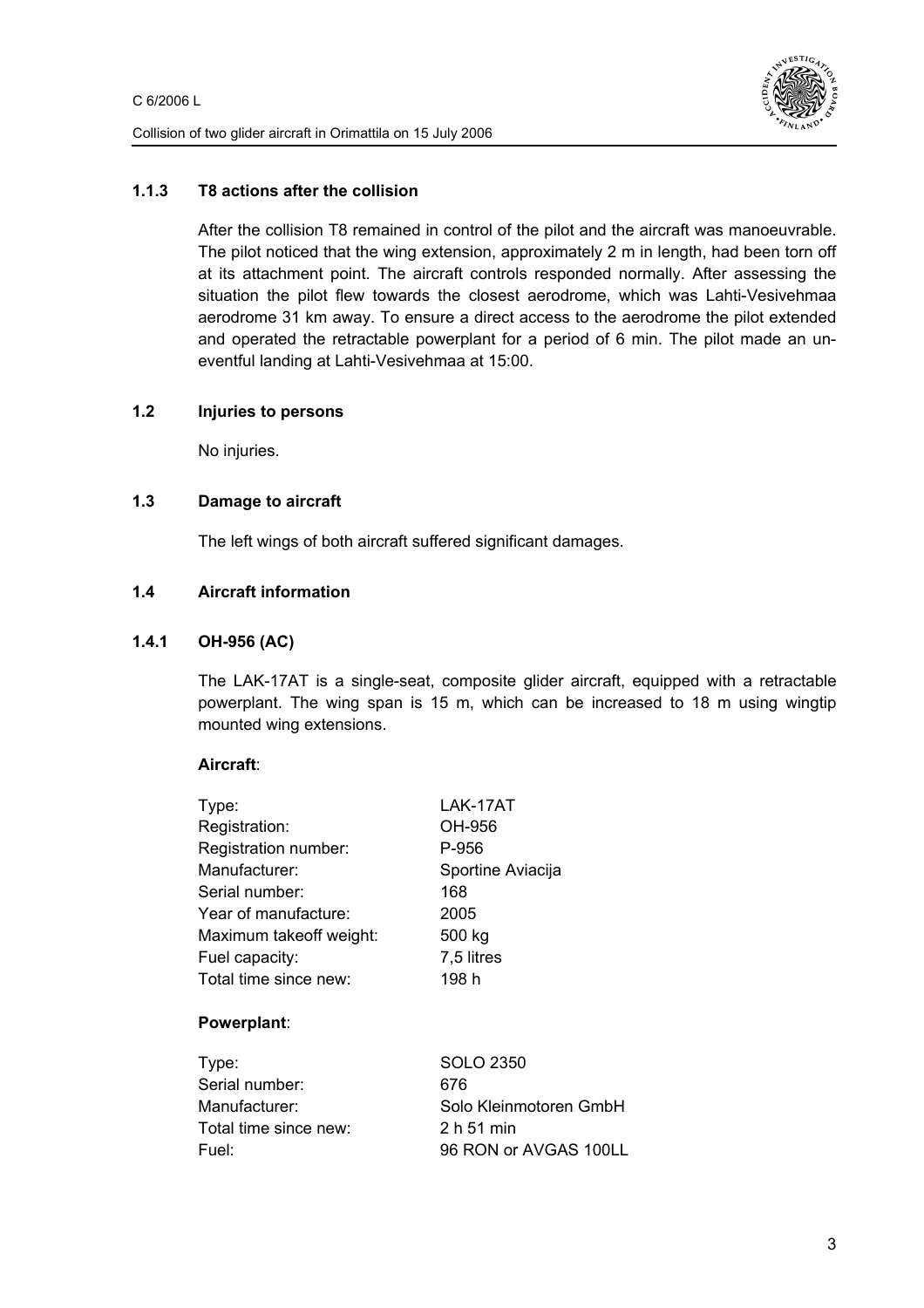### 1.1.3 T8 actions after the collision

After the collision T8 remained in control of the pilot and the aircraft was manoeuvrable. The pilot noticed that the wing extension, approximately 2 m in length, had been torn off at its attachment point. The aircraft controls responded normally. After assessing the situation the pilot flew towards the closest aerodrome, which was Lahti-Vesivehmaa aerodrome 31 km away. To ensure a direct access to the aerodrome the pilot extended and operated the retractable powerplant for a period of 6 min. The pilot made an uneventful landing at Lahti-Vesivehmaa at 15:00.

## 1.2 Injuries to persons

No injuries.

## 1.3 Damage to aircraft

The left wings of both aircraft suffered significant damages.

## 1.4 Aircraft information

### 1.4.1 OH-956 (AC)

The LAK-17AT is a single-seat, composite glider aircraft, equipped with a retractable powerplant. The wing span is 15 m, which can be increased to 18 m using wingtip mounted wing extensions.

**Aircraft**:

| | |
|---|---|
| Type: | LAK-17AT |
| Registration: | OH-956 |
| Registration number: | P-956 |
| Manufacturer: | Sportine Aviacija |
| Serial number: | 168 |
| Year of manufacture: | 2005 |
| Maximum takeoff weight: | 500 kg |
| Fuel capacity: | 7,5 litres |
| Total time since new: | 198 h |

**Powerplant**:

| | |
|---|---|
| Type: | SOLO 2350 |
| Serial number: | 676 |
| Manufacturer: | Solo Kleinmotoren GmbH |
| Total time since new: | 2 h 51 min |
| Fuel: | 96 RON or AVGAS 100LL |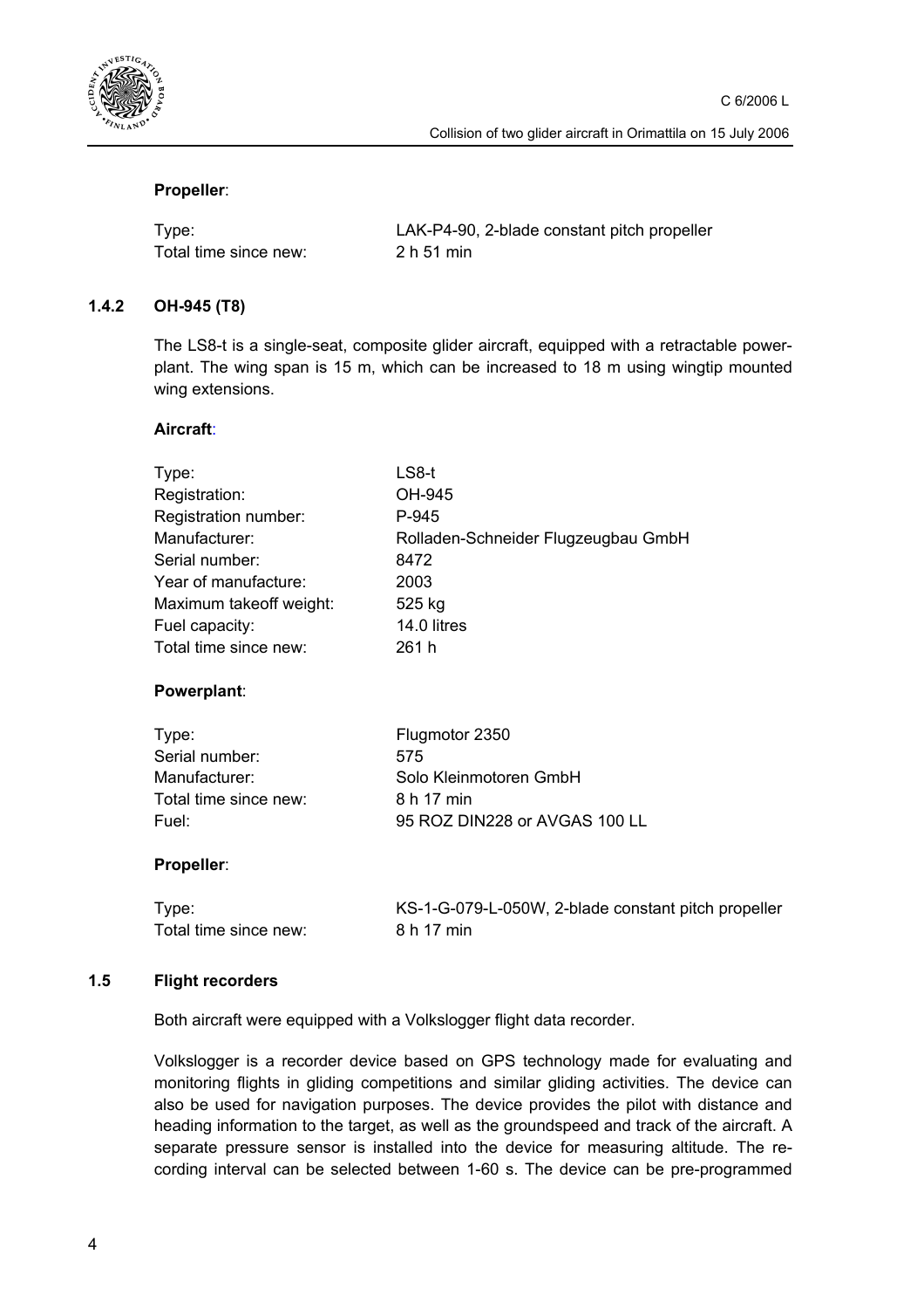**Propeller**:

| | |
|---|---|
| Type: | LAK-P4-90, 2-blade constant pitch propeller |
| Total time since new: | 2 h 51 min |

### 1.4.2 OH-945 (T8)

The LS8-t is a single-seat, composite glider aircraft, equipped with a retractable powerplant. The wing span is 15 m, which can be increased to 18 m using wingtip mounted wing extensions.

**Aircraft**:

| | |
|---|---|
| Type: | LS8-t |
| Registration: | OH-945 |
| Registration number: | P-945 |
| Manufacturer: | Rolladen-Schneider Flugzeugbau GmbH |
| Serial number: | 8472 |
| Year of manufacture: | 2003 |
| Maximum takeoff weight: | 525 kg |
| Fuel capacity: | 14.0 litres |
| Total time since new: | 261 h |

**Powerplant**:

| | |
|---|---|
| Type: | Flugmotor 2350 |
| Serial number: | 575 |
| Manufacturer: | Solo Kleinmotoren GmbH |
| Total time since new: | 8 h 17 min |
| Fuel: | 95 ROZ DIN228 or AVGAS 100 LL |

**Propeller**:

| | |
|---|---|
| Type: | KS-1-G-079-L-050W, 2-blade constant pitch propeller |
| Total time since new: | 8 h 17 min |

## 1.5 Flight recorders

Both aircraft were equipped with a Volkslogger flight data recorder.

Volkslogger is a recorder device based on GPS technology made for evaluating and monitoring flights in gliding competitions and similar gliding activities. The device can also be used for navigation purposes. The device provides the pilot with distance and heading information to the target, as well as the groundspeed and track of the aircraft. A separate pressure sensor is installed into the device for measuring altitude. The recording interval can be selected between 1-60 s. The device can be pre-programmed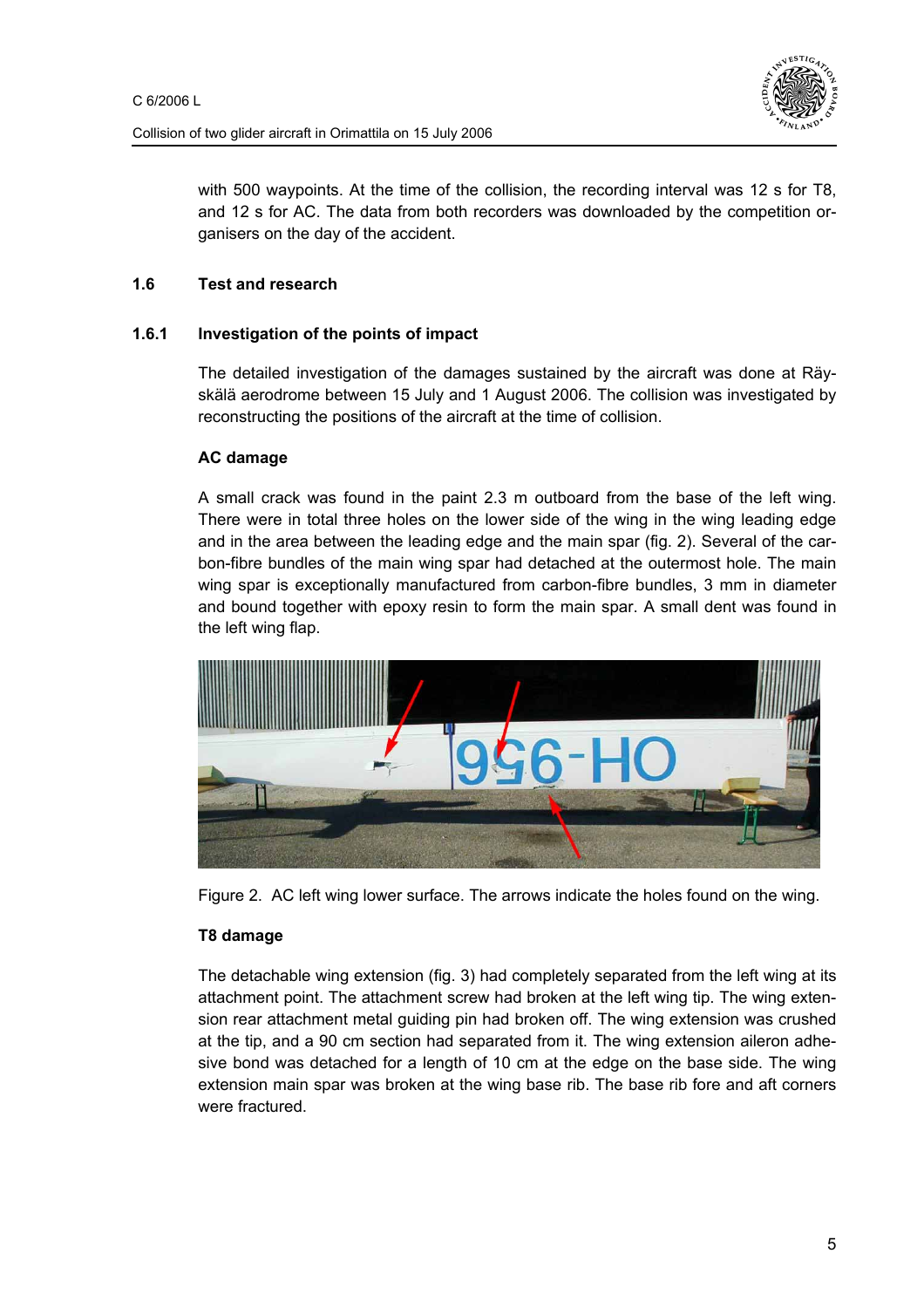with 500 waypoints. At the time of the collision, the recording interval was 12 s for T8, and 12 s for AC. The data from both recorders was downloaded by the competition organisers on the day of the accident.

## 1.6 Test and research

### 1.6.1 Investigation of the points of impact

The detailed investigation of the damages sustained by the aircraft was done at Räyskälä aerodrome between 15 July and 1 August 2006. The collision was investigated by reconstructing the positions of the aircraft at the time of collision.

**AC damage**

A small crack was found in the paint 2.3 m outboard from the base of the left wing. There were in total three holes on the lower side of the wing in the wing leading edge and in the area between the leading edge and the main spar (fig. 2). Several of the carbon-fibre bundles of the main wing spar had detached at the outermost hole. The main wing spar is exceptionally manufactured from carbon-fibre bundles, 3 mm in diameter and bound together with epoxy resin to form the main spar. A small dent was found in the left wing flap.

Figure 2. AC left wing lower surface. The arrows indicate the holes found on the wing.

**T8 damage**

The detachable wing extension (fig. 3) had completely separated from the left wing at its attachment point. The attachment screw had broken at the left wing tip. The wing extension rear attachment metal guiding pin had broken off. The wing extension was crushed at the tip, and a 90 cm section had separated from it. The wing extension aileron adhesive bond was detached for a length of 10 cm at the edge on the base side. The wing extension main spar was broken at the wing base rib. The base rib fore and aft corners were fractured.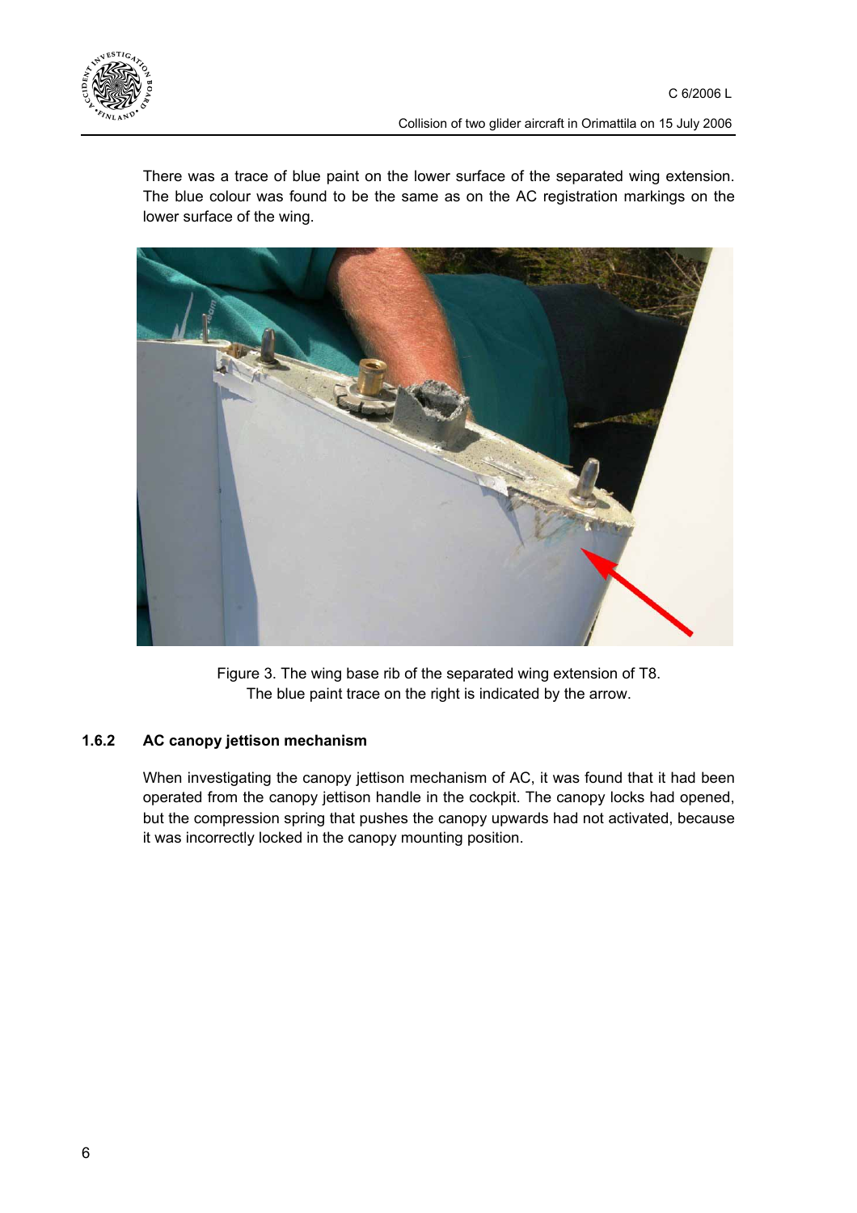There was a trace of blue paint on the lower surface of the separated wing extension. The blue colour was found to be the same as on the AC registration markings on the lower surface of the wing.

Figure 3. The wing base rib of the separated wing extension of T8.
The blue paint trace on the right is indicated by the arrow.

### 1.6.2 AC canopy jettison mechanism

When investigating the canopy jettison mechanism of AC, it was found that it had been operated from the canopy jettison handle in the cockpit. The canopy locks had opened, but the compression spring that pushes the canopy upwards had not activated, because it was incorrectly locked in the canopy mounting position.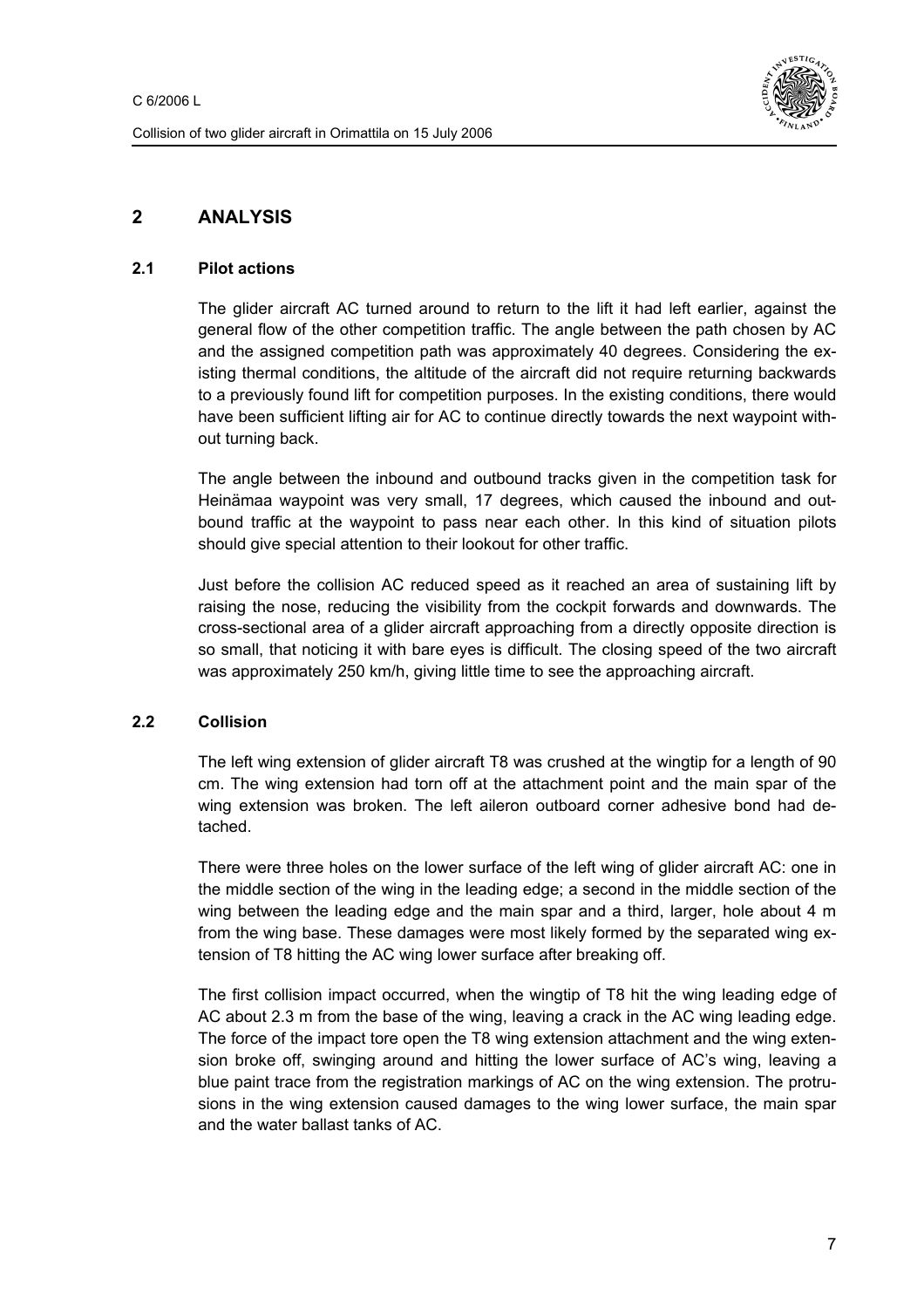## 2 ANALYSIS

### 2.1 Pilot actions

The glider aircraft AC turned around to return to the lift it had left earlier, against the general flow of the other competition traffic. The angle between the path chosen by AC and the assigned competition path was approximately 40 degrees. Considering the existing thermal conditions, the altitude of the aircraft did not require returning backwards to a previously found lift for competition purposes. In the existing conditions, there would have been sufficient lifting air for AC to continue directly towards the next waypoint without turning back.

The angle between the inbound and outbound tracks given in the competition task for Heinämaa waypoint was very small, 17 degrees, which caused the inbound and outbound traffic at the waypoint to pass near each other. In this kind of situation pilots should give special attention to their lookout for other traffic.

Just before the collision AC reduced speed as it reached an area of sustaining lift by raising the nose, reducing the visibility from the cockpit forwards and downwards. The cross-sectional area of a glider aircraft approaching from a directly opposite direction is so small, that noticing it with bare eyes is difficult. The closing speed of the two aircraft was approximately 250 km/h, giving little time to see the approaching aircraft.

### 2.2 Collision

The left wing extension of glider aircraft T8 was crushed at the wingtip for a length of 90 cm. The wing extension had torn off at the attachment point and the main spar of the wing extension was broken. The left aileron outboard corner adhesive bond had detached.

There were three holes on the lower surface of the left wing of glider aircraft AC: one in the middle section of the wing in the leading edge; a second in the middle section of the wing between the leading edge and the main spar and a third, larger, hole about 4 m from the wing base. These damages were most likely formed by the separated wing extension of T8 hitting the AC wing lower surface after breaking off.

The first collision impact occurred, when the wingtip of T8 hit the wing leading edge of AC about 2.3 m from the base of the wing, leaving a crack in the AC wing leading edge. The force of the impact tore open the T8 wing extension attachment and the wing extension broke off, swinging around and hitting the lower surface of AC's wing, leaving a blue paint trace from the registration markings of AC on the wing extension. The protrusions in the wing extension caused damages to the wing lower surface, the main spar and the water ballast tanks of AC.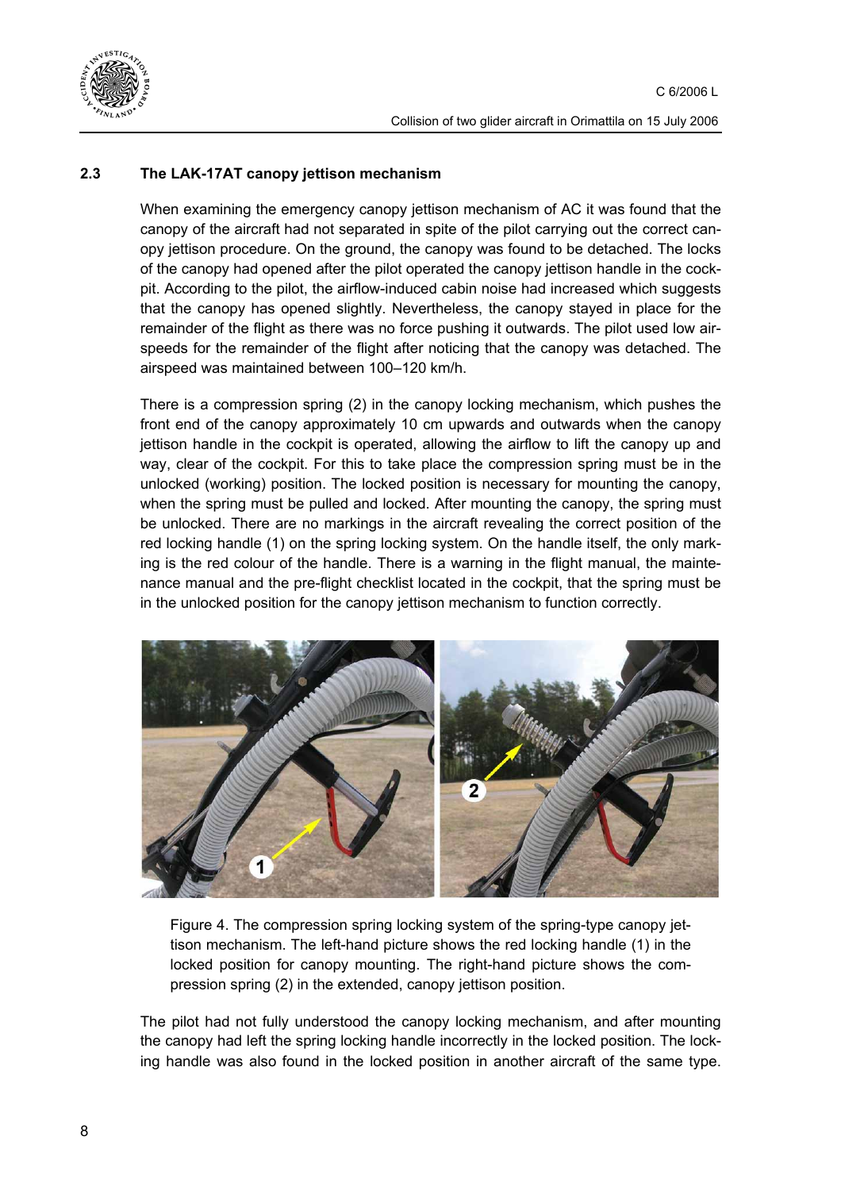## 2.3 The LAK-17AT canopy jettison mechanism

When examining the emergency canopy jettison mechanism of AC it was found that the canopy of the aircraft had not separated in spite of the pilot carrying out the correct canopy jettison procedure. On the ground, the canopy was found to be detached. The locks of the canopy had opened after the pilot operated the canopy jettison handle in the cockpit. According to the pilot, the airflow-induced cabin noise had increased which suggests that the canopy has opened slightly. Nevertheless, the canopy stayed in place for the remainder of the flight as there was no force pushing it outwards. The pilot used low airspeeds for the remainder of the flight after noticing that the canopy was detached. The airspeed was maintained between 100–120 km/h.

There is a compression spring (2) in the canopy locking mechanism, which pushes the front end of the canopy approximately 10 cm upwards and outwards when the canopy jettison handle in the cockpit is operated, allowing the airflow to lift the canopy up and way, clear of the cockpit. For this to take place the compression spring must be in the unlocked (working) position. The locked position is necessary for mounting the canopy, when the spring must be pulled and locked. After mounting the canopy, the spring must be unlocked. There are no markings in the aircraft revealing the correct position of the red locking handle (1) on the spring locking system. On the handle itself, the only marking is the red colour of the handle. There is a warning in the flight manual, the maintenance manual and the pre-flight checklist located in the cockpit, that the spring must be in the unlocked position for the canopy jettison mechanism to function correctly.

Figure 4. The compression spring locking system of the spring-type canopy jettison mechanism. The left-hand picture shows the red locking handle (1) in the locked position for canopy mounting. The right-hand picture shows the compression spring (2) in the extended, canopy jettison position.

The pilot had not fully understood the canopy locking mechanism, and after mounting the canopy had left the spring locking handle incorrectly in the locked position. The locking handle was also found in the locked position in another aircraft of the same type.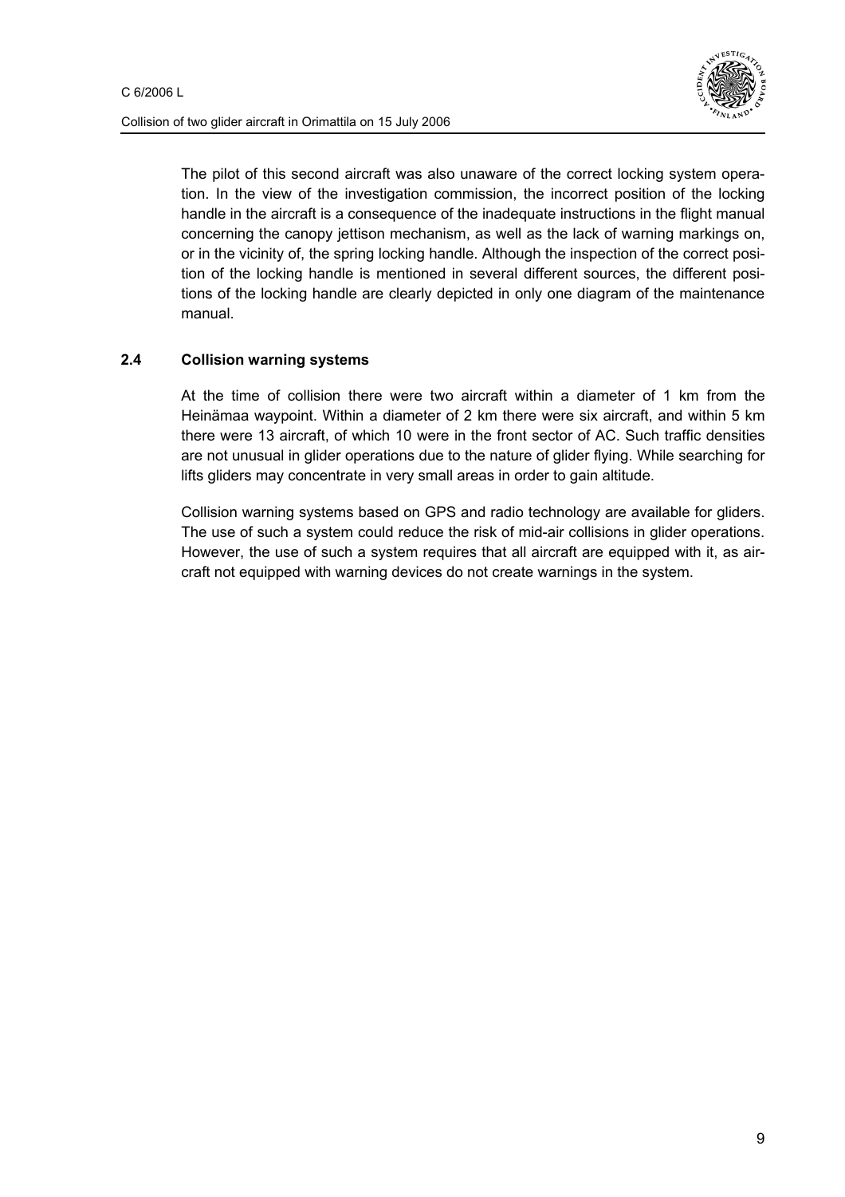The pilot of this second aircraft was also unaware of the correct locking system operation. In the view of the investigation commission, the incorrect position of the locking handle in the aircraft is a consequence of the inadequate instructions in the flight manual concerning the canopy jettison mechanism, as well as the lack of warning markings on, or in the vicinity of, the spring locking handle. Although the inspection of the correct position of the locking handle is mentioned in several different sources, the different positions of the locking handle are clearly depicted in only one diagram of the maintenance manual.

### 2.4 Collision warning systems

At the time of collision there were two aircraft within a diameter of 1 km from the Heinämaa waypoint. Within a diameter of 2 km there were six aircraft, and within 5 km there were 13 aircraft, of which 10 were in the front sector of AC. Such traffic densities are not unusual in glider operations due to the nature of glider flying. While searching for lifts gliders may concentrate in very small areas in order to gain altitude.

Collision warning systems based on GPS and radio technology are available for gliders. The use of such a system could reduce the risk of mid-air collisions in glider operations. However, the use of such a system requires that all aircraft are equipped with it, as aircraft not equipped with warning devices do not create warnings in the system.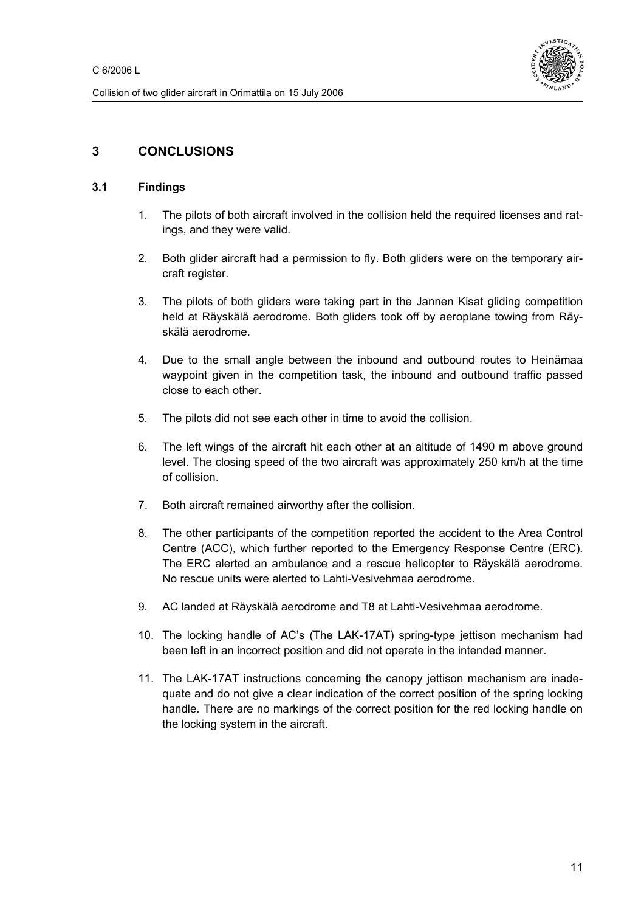# 3 CONCLUSIONS

## 3.1 Findings

1. The pilots of both aircraft involved in the collision held the required licenses and ratings, and they were valid.
2. Both glider aircraft had a permission to fly. Both gliders were on the temporary aircraft register.
3. The pilots of both gliders were taking part in the Jannen Kisat gliding competition held at Räyskälä aerodrome. Both gliders took off by aeroplane towing from Räyskälä aerodrome.
4. Due to the small angle between the inbound and outbound routes to Heinämaa waypoint given in the competition task, the inbound and outbound traffic passed close to each other.
5. The pilots did not see each other in time to avoid the collision.
6. The left wings of the aircraft hit each other at an altitude of 1490 m above ground level. The closing speed of the two aircraft was approximately 250 km/h at the time of collision.
7. Both aircraft remained airworthy after the collision.
8. The other participants of the competition reported the accident to the Area Control Centre (ACC), which further reported to the Emergency Response Centre (ERC). The ERC alerted an ambulance and a rescue helicopter to Räyskälä aerodrome. No rescue units were alerted to Lahti-Vesivehmaa aerodrome.
9. AC landed at Räyskälä aerodrome and T8 at Lahti-Vesivehmaa aerodrome.
10. The locking handle of AC's (The LAK-17AT) spring-type jettison mechanism had been left in an incorrect position and did not operate in the intended manner.
11. The LAK-17AT instructions concerning the canopy jettison mechanism are inadequate and do not give a clear indication of the correct position of the spring locking handle. There are no markings of the correct position for the red locking handle on the locking system in the aircraft.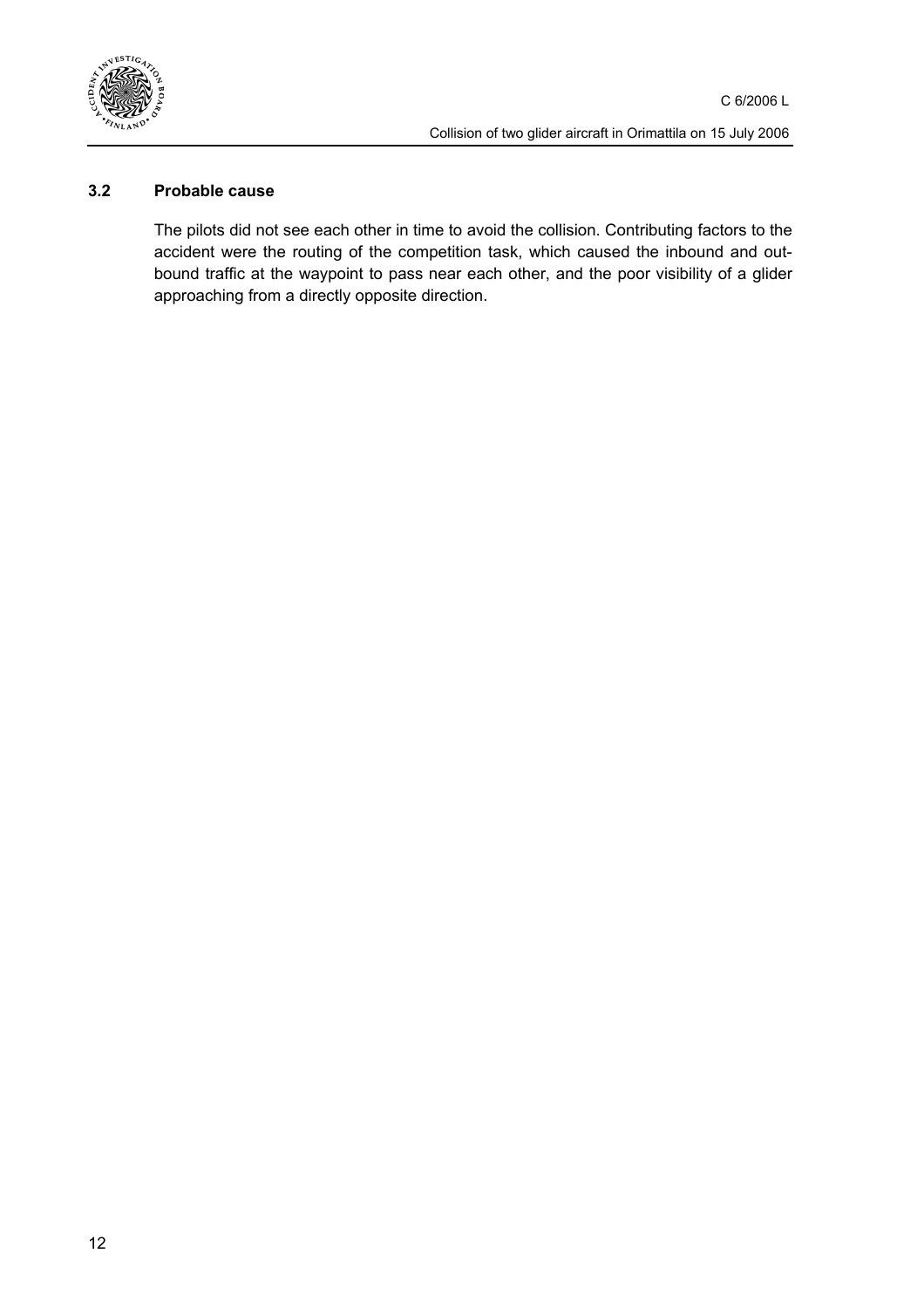### 3.2 Probable cause

The pilots did not see each other in time to avoid the collision. Contributing factors to the accident were the routing of the competition task, which caused the inbound and outbound traffic at the waypoint to pass near each other, and the poor visibility of a glider approaching from a directly opposite direction.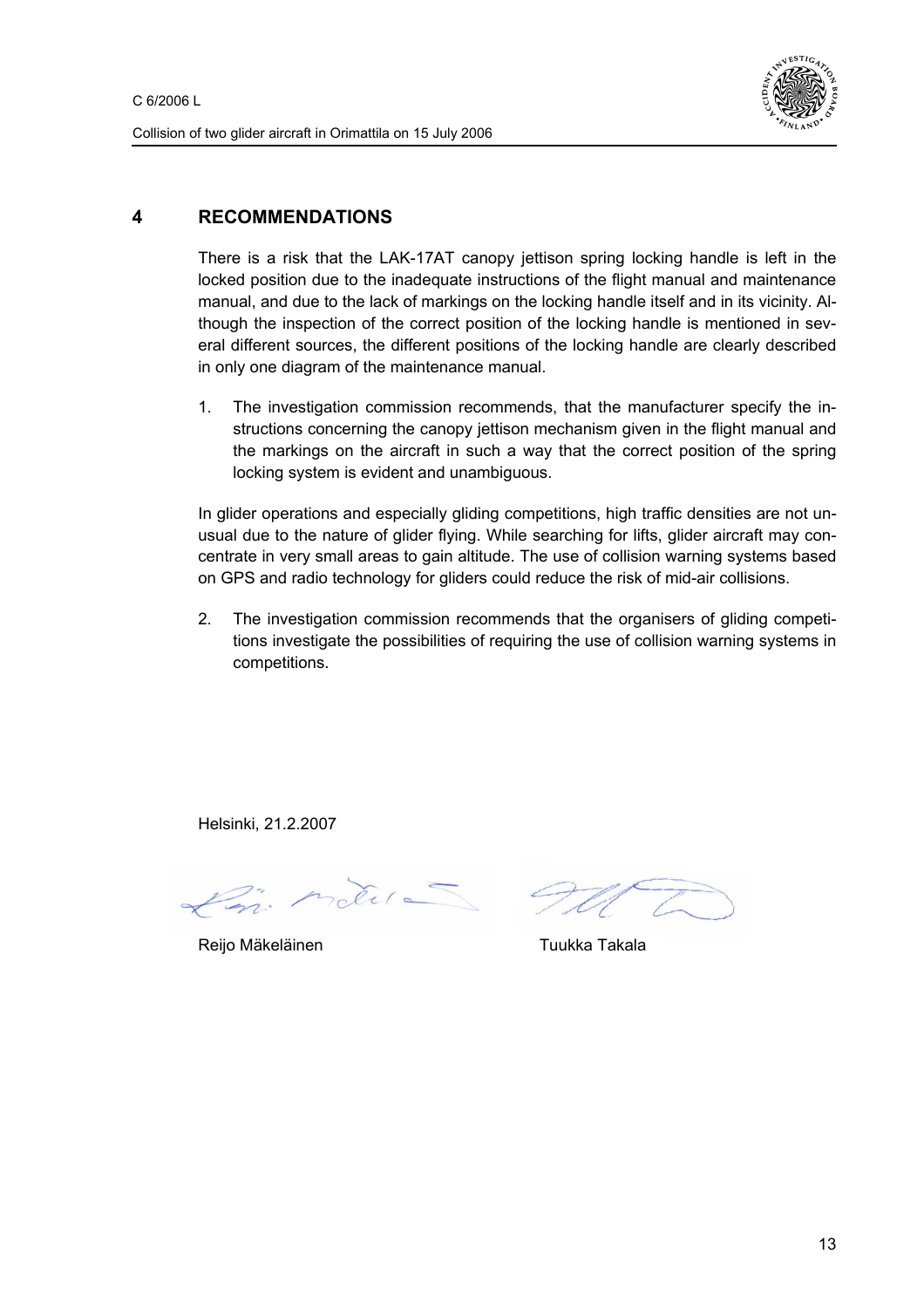## 4 RECOMMENDATIONS

There is a risk that the LAK-17AT canopy jettison spring locking handle is left in the locked position due to the inadequate instructions of the flight manual and maintenance manual, and due to the lack of markings on the locking handle itself and in its vicinity. Although the inspection of the correct position of the locking handle is mentioned in several different sources, the different positions of the locking handle are clearly described in only one diagram of the maintenance manual.

1. The investigation commission recommends, that the manufacturer specify the instructions concerning the canopy jettison mechanism given in the flight manual and the markings on the aircraft in such a way that the correct position of the spring locking system is evident and unambiguous.

In glider operations and especially gliding competitions, high traffic densities are not unusual due to the nature of glider flying. While searching for lifts, glider aircraft may concentrate in very small areas to gain altitude. The use of collision warning systems based on GPS and radio technology for gliders could reduce the risk of mid-air collisions.

2. The investigation commission recommends that the organisers of gliding competitions investigate the possibilities of requiring the use of collision warning systems in competitions.

Helsinki, 21.2.2007

Reijo Mäkeläinen　　　　Tuukka Takala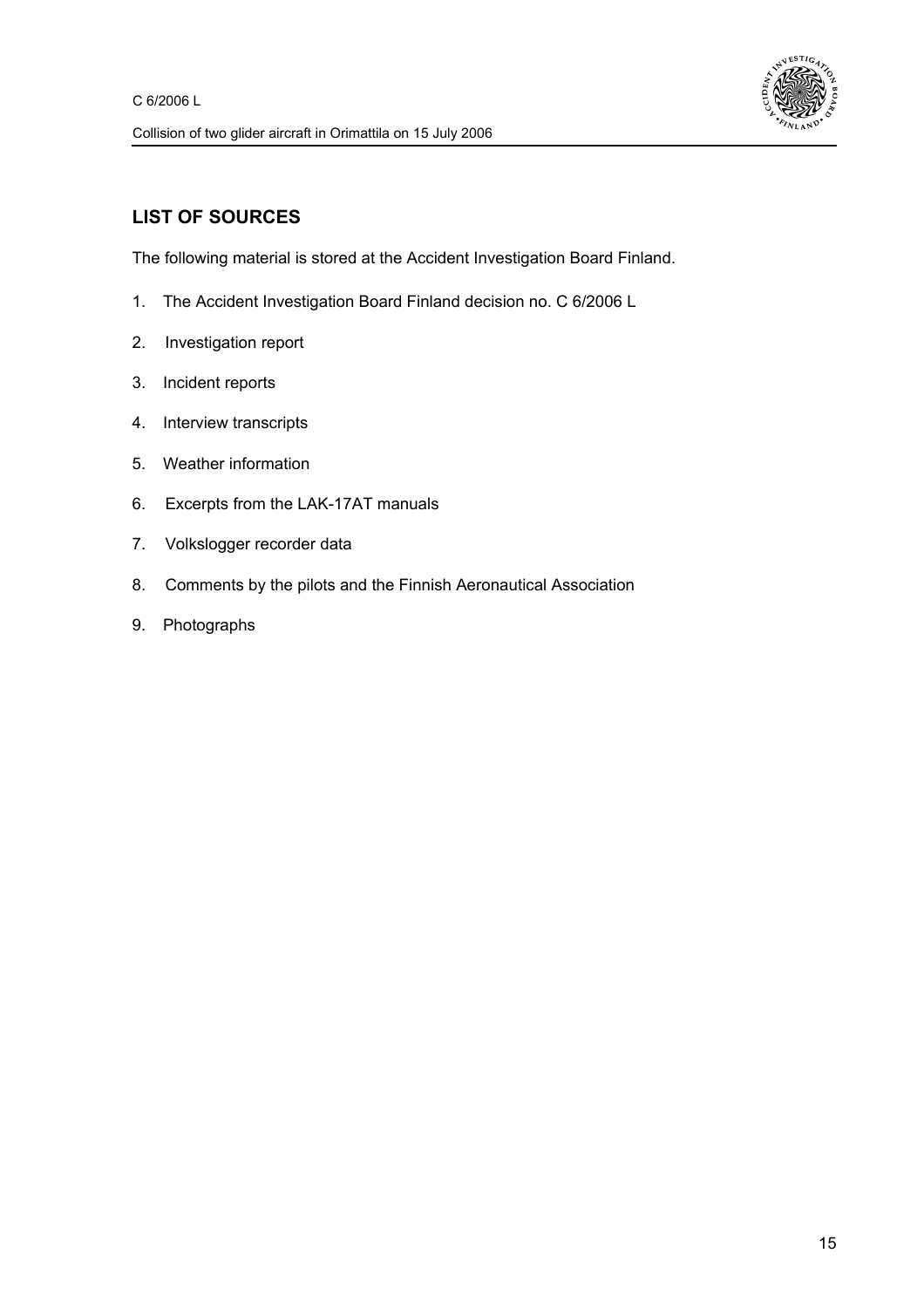## LIST OF SOURCES

The following material is stored at the Accident Investigation Board Finland.

1. The Accident Investigation Board Finland decision no. C 6/2006 L
2. Investigation report
3. Incident reports
4. Interview transcripts
5. Weather information
6. Excerpts from the LAK-17AT manuals
7. Volkslogger recorder data
8. Comments by the pilots and the Finnish Aeronautical Association
9. Photographs